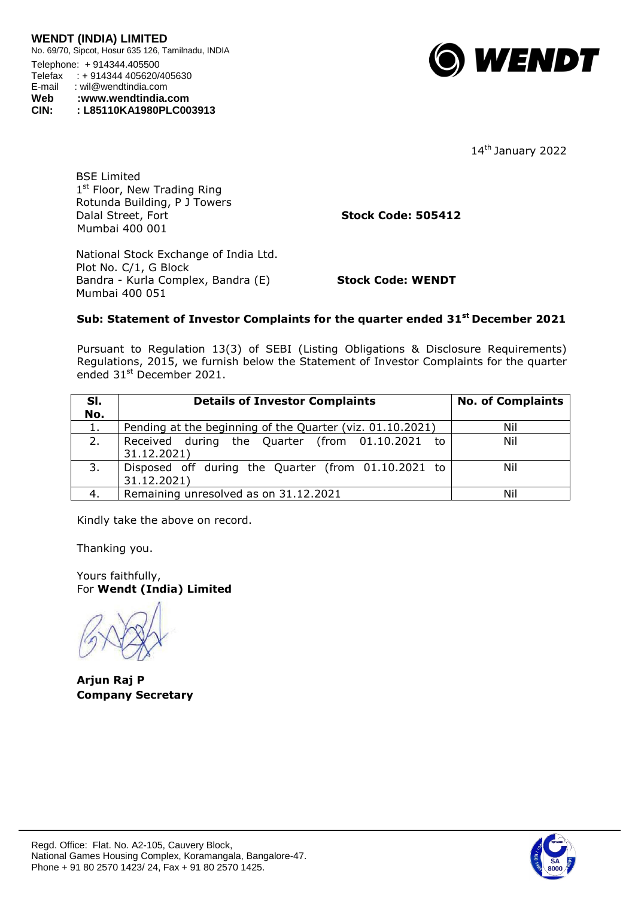**WENDT (INDIA) LIMITED**
No. 69/70, Sipcot, Hosur 635 126, Tamilnadu, INDIA
Telephone: + 914344.405500
Telefax : + 914344 405620/405630
E-mail : wil@wendtindia.com
**Web :www.wendtindia.com**
**CIN: : L85110KA1980PLC003913**

WENDT

14th January 2022

BSE Limited
1st Floor, New Trading Ring
Rotunda Building, P J Towers
Dalal Street, Fort
Mumbai 400 001

**Stock Code: 505412**

National Stock Exchange of India Ltd.
Plot No. C/1, G Block
Bandra - Kurla Complex, Bandra (E)
Mumbai 400 051

**Stock Code: WENDT**

**Sub: Statement of Investor Complaints for the quarter ended 31st December 2021**

Pursuant to Regulation 13(3) of SEBI (Listing Obligations & Disclosure Requirements) Regulations, 2015, we furnish below the Statement of Investor Complaints for the quarter ended 31st December 2021.

| Sl. No. | Details of Investor Complaints | No. of Complaints |
|---|---|---|
| 1. | Pending at the beginning of the Quarter (viz. 01.10.2021) | Nil |
| 2. | Received during the Quarter (from 01.10.2021 to 31.12.2021) | Nil |
| 3. | Disposed off during the Quarter (from 01.10.2021 to 31.12.2021) | Nil |
| 4. | Remaining unresolved as on 31.12.2021 | Nil |

Kindly take the above on record.

Thanking you.

Yours faithfully,
For **Wendt (India) Limited**

**Arjun Raj P**
**Company Secretary**

Regd. Office: Flat. No. A2-105, Cauvery Block,
National Games Housing Complex, Koramangala, Bangalore-47.
Phone + 91 80 2570 1423/ 24, Fax + 91 80 2570 1425.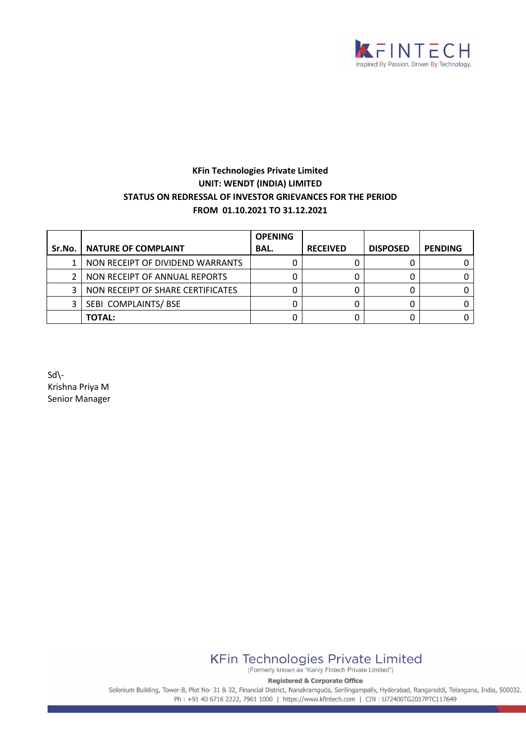**KFin Technologies Private Limited**
**UNIT: WENDT (INDIA) LIMITED**
**STATUS ON REDRESSAL OF INVESTOR GRIEVANCES FOR THE PERIOD**
**FROM 01.10.2021 TO 31.12.2021**

| Sr.No. | NATURE OF COMPLAINT | OPENING BAL. | RECEIVED | DISPOSED | PENDING |
|---|---|---|---|---|---|
| 1 | NON RECEIPT OF DIVIDEND WARRANTS | 0 | 0 | 0 | 0 |
| 2 | NON RECEIPT OF ANNUAL REPORTS | 0 | 0 | 0 | 0 |
| 3 | NON RECEIPT OF SHARE CERTIFICATES | 0 | 0 | 0 | 0 |
| 3 | SEBI COMPLAINTS/ BSE | 0 | 0 | 0 | 0 |
| | **TOTAL:** | 0 | 0 | 0 | 0 |

Sd\-
Krishna Priya M
Senior Manager

KFin Technologies Private Limited
(Formerly known as "Karvy Fintech Private Limited")
**Registered & Corporate Office**
Selenium Building, Tower-B, Plot No- 31 & 32, Financial District, Nanakramguda, Serilingampally, Hyderabad, Rangareddi, Telangana, India, 500032.
Ph : +91 40 6716 2222, 7961 1000 | https://www.kfintech.com | CIN : U72400TG2017PTC117649